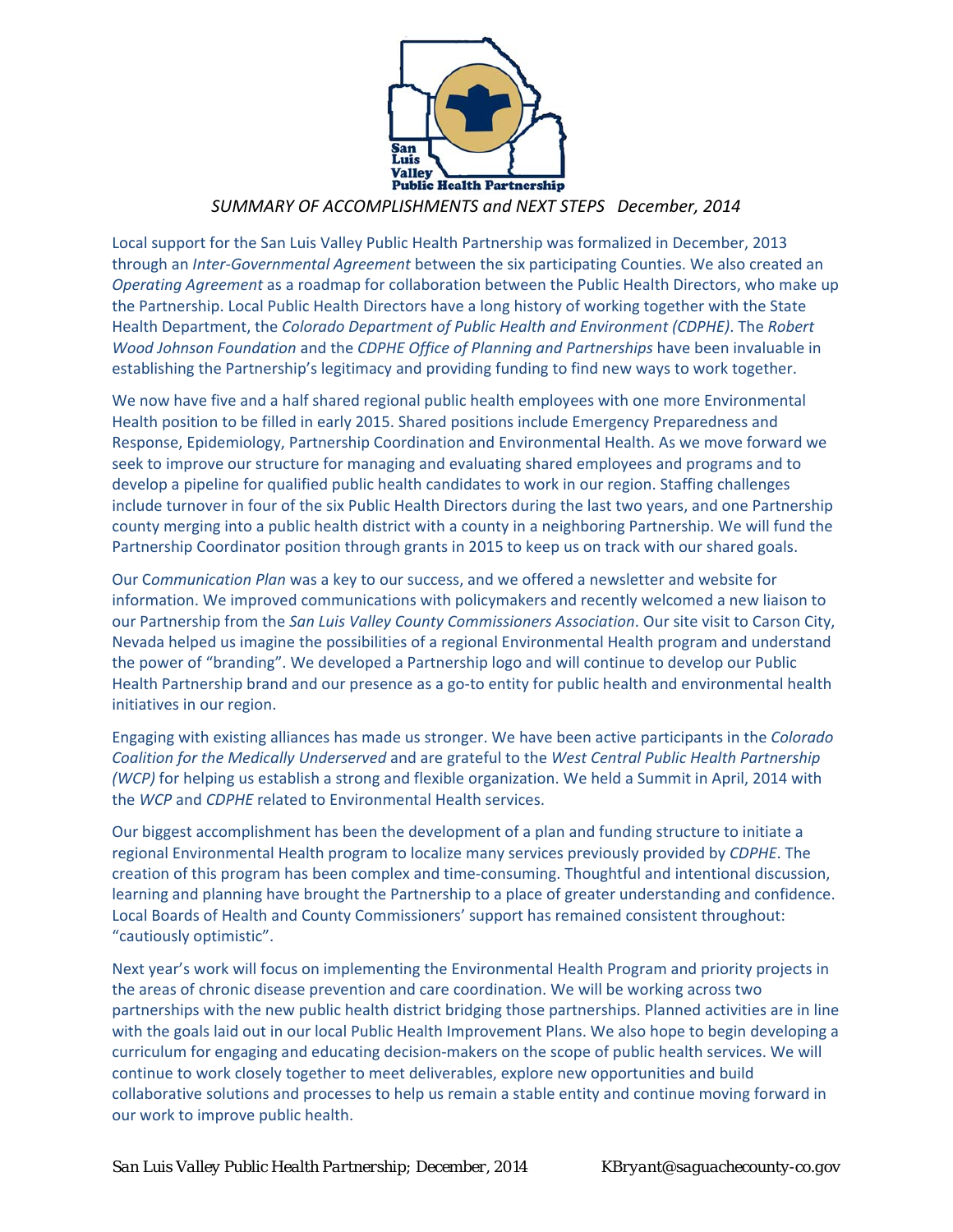San Luis Valley Public Health Partnership

*SUMMARY OF ACCOMPLISHMENTS and NEXT STEPS December, 2014*

Local support for the San Luis Valley Public Health Partnership was formalized in December, 2013 through an *Inter-Governmental Agreement* between the six participating Counties. We also created an *Operating Agreement* as a roadmap for collaboration between the Public Health Directors, who make up the Partnership. Local Public Health Directors have a long history of working together with the State Health Department, the *Colorado Department of Public Health and Environment (CDPHE)*. The *Robert Wood Johnson Foundation* and the *CDPHE Office of Planning and Partnerships* have been invaluable in establishing the Partnership's legitimacy and providing funding to find new ways to work together.

We now have five and a half shared regional public health employees with one more Environmental Health position to be filled in early 2015. Shared positions include Emergency Preparedness and Response, Epidemiology, Partnership Coordination and Environmental Health. As we move forward we seek to improve our structure for managing and evaluating shared employees and programs and to develop a pipeline for qualified public health candidates to work in our region. Staffing challenges include turnover in four of the six Public Health Directors during the last two years, and one Partnership county merging into a public health district with a county in a neighboring Partnership. We will fund the Partnership Coordinator position through grants in 2015 to keep us on track with our shared goals.

Our C*ommunication Plan* was a key to our success, and we offered a newsletter and website for information. We improved communications with policymakers and recently welcomed a new liaison to our Partnership from the *San Luis Valley County Commissioners Association*. Our site visit to Carson City, Nevada helped us imagine the possibilities of a regional Environmental Health program and understand the power of "branding". We developed a Partnership logo and will continue to develop our Public Health Partnership brand and our presence as a go-to entity for public health and environmental health initiatives in our region.

Engaging with existing alliances has made us stronger. We have been active participants in the *Colorado Coalition for the Medically Underserved* and are grateful to the *West Central Public Health Partnership (WCP)* for helping us establish a strong and flexible organization. We held a Summit in April, 2014 with the *WCP* and *CDPHE* related to Environmental Health services.

Our biggest accomplishment has been the development of a plan and funding structure to initiate a regional Environmental Health program to localize many services previously provided by *CDPHE*. The creation of this program has been complex and time-consuming. Thoughtful and intentional discussion, learning and planning have brought the Partnership to a place of greater understanding and confidence. Local Boards of Health and County Commissioners' support has remained consistent throughout: "cautiously optimistic".

Next year's work will focus on implementing the Environmental Health Program and priority projects in the areas of chronic disease prevention and care coordination. We will be working across two partnerships with the new public health district bridging those partnerships. Planned activities are in line with the goals laid out in our local Public Health Improvement Plans. We also hope to begin developing a curriculum for engaging and educating decision-makers on the scope of public health services. We will continue to work closely together to meet deliverables, explore new opportunities and build collaborative solutions and processes to help us remain a stable entity and continue moving forward in our work to improve public health.

*San Luis Valley Public Health Partnership; December, 2014* *KBryant@saguachecounty-co.gov*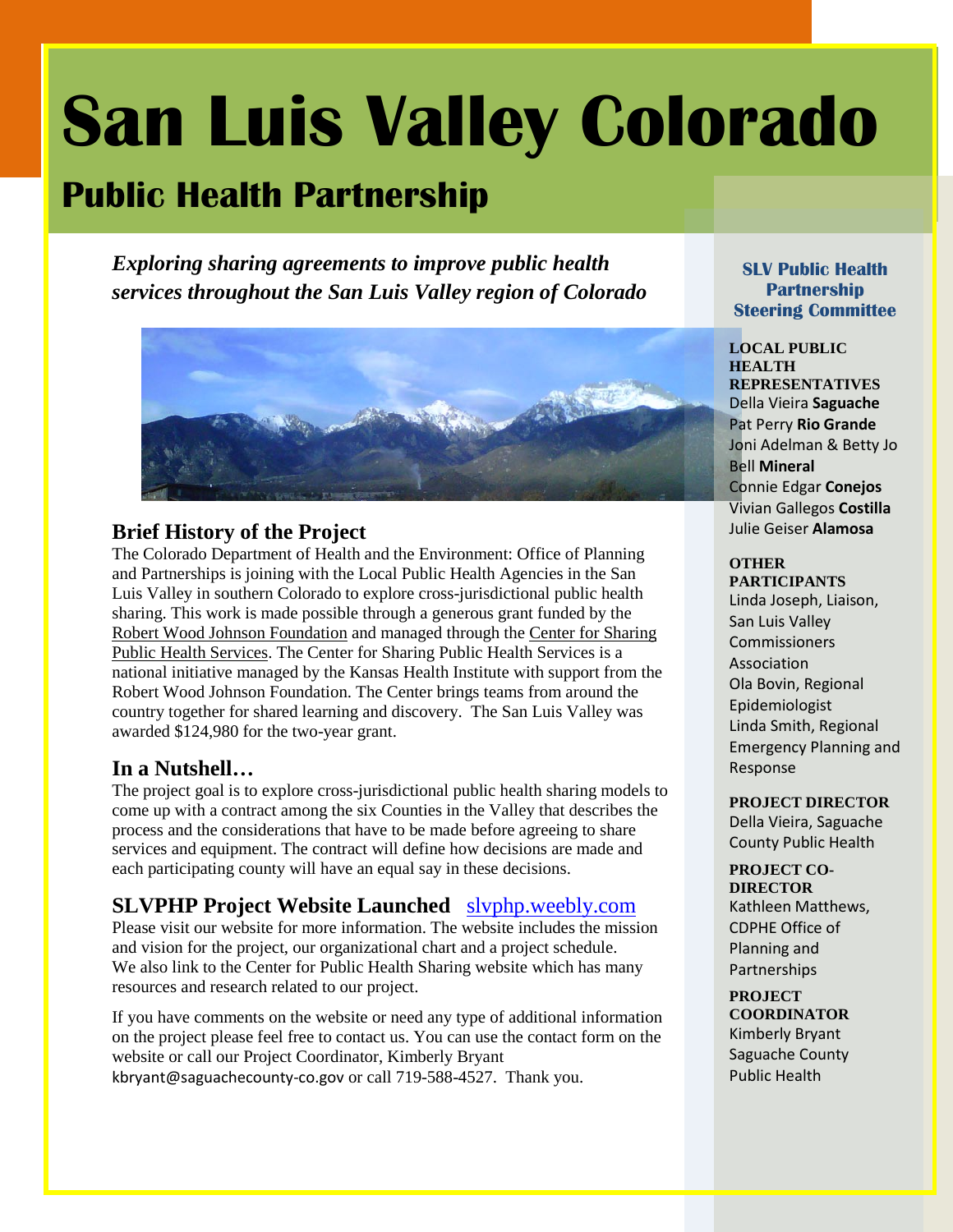# San Luis Valley Colorado

## Public Health Partnership

***Exploring sharing agreements to improve public health services throughout the San Luis Valley region of Colorado***

### Brief History of the Project

The Colorado Department of Health and the Environment: Office of Planning and Partnerships is joining with the Local Public Health Agencies in the San Luis Valley in southern Colorado to explore cross-jurisdictional public health sharing. This work is made possible through a generous grant funded by the Robert Wood Johnson Foundation and managed through the Center for Sharing Public Health Services. The Center for Sharing Public Health Services is a national initiative managed by the Kansas Health Institute with support from the Robert Wood Johnson Foundation. The Center brings teams from around the country together for shared learning and discovery. The San Luis Valley was awarded $124,980 for the two-year grant.

### In a Nutshell…

The project goal is to explore cross-jurisdictional public health sharing models to come up with a contract among the six Counties in the Valley that describes the process and the considerations that have to be made before agreeing to share services and equipment. The contract will define how decisions are made and each participating county will have an equal say in these decisions.

### SLVPHP Project Website Launched slvphp.weebly.com

Please visit our website for more information. The website includes the mission and vision for the project, our organizational chart and a project schedule. We also link to the Center for Public Health Sharing website which has many resources and research related to our project.

If you have comments on the website or need any type of additional information on the project please feel free to contact us. You can use the contact form on the website or call our Project Coordinator, Kimberly Bryant kbryant@saguachecounty-co.gov or call 719-588-4527. Thank you.

### SLV Public Health Partnership Steering Committee

**LOCAL PUBLIC HEALTH REPRESENTATIVES**

Della Vieira **Saguache**
Pat Perry **Rio Grande**
Joni Adelman & Betty Jo Bell **Mineral**
Connie Edgar **Conejos**
Vivian Gallegos **Costilla**
Julie Geiser **Alamosa**

**OTHER PARTICIPANTS**

Linda Joseph, Liaison, San Luis Valley Commissioners Association
Ola Bovin, Regional Epidemiologist
Linda Smith, Regional Emergency Planning and Response

**PROJECT DIRECTOR**

Della Vieira, Saguache County Public Health

**PROJECT CO-DIRECTOR**

Kathleen Matthews, CDPHE Office of Planning and Partnerships

**PROJECT COORDINATOR**

Kimberly Bryant Saguache County Public Health